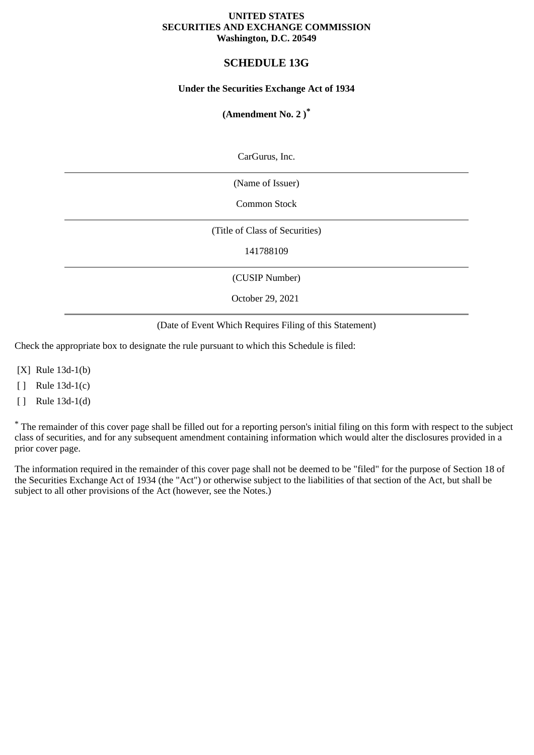**UNITED STATES**
**SECURITIES AND EXCHANGE COMMISSION**
**Washington, D.C. 20549**

# SCHEDULE 13G

**Under the Securities Exchange Act of 1934**

**(Amendment No. 2 )***

CarGurus, Inc.

(Name of Issuer)

Common Stock

(Title of Class of Securities)

141788109

(CUSIP Number)

October 29, 2021

(Date of Event Which Requires Filing of this Statement)

Check the appropriate box to designate the rule pursuant to which this Schedule is filed:

[X] Rule 13d-1(b)

[ ] Rule 13d-1(c)

[ ] Rule 13d-1(d)

* The remainder of this cover page shall be filled out for a reporting person's initial filing on this form with respect to the subject class of securities, and for any subsequent amendment containing information which would alter the disclosures provided in a prior cover page.

The information required in the remainder of this cover page shall not be deemed to be "filed" for the purpose of Section 18 of the Securities Exchange Act of 1934 (the "Act") or otherwise subject to the liabilities of that section of the Act, but shall be subject to all other provisions of the Act (however, see the Notes.)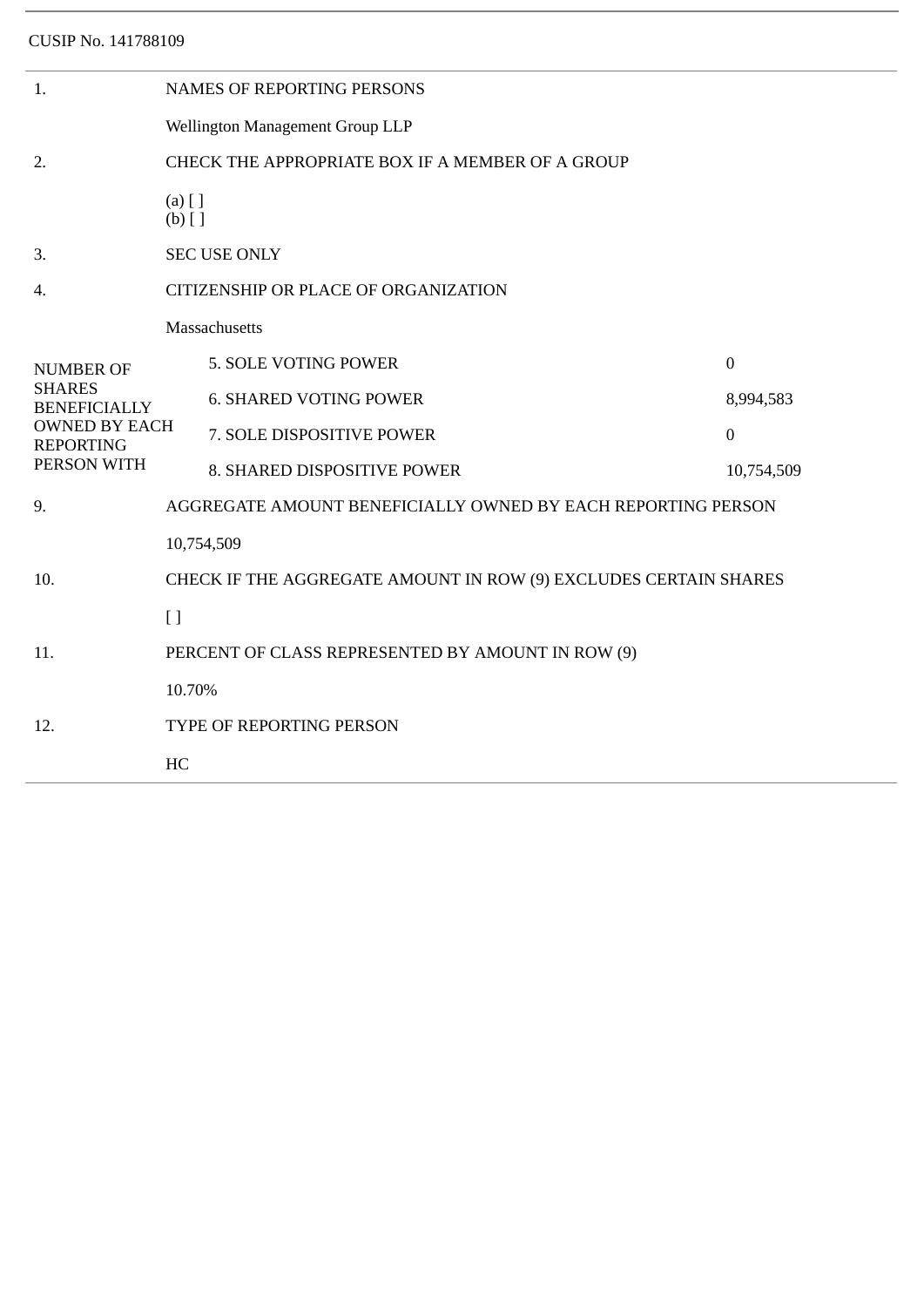CUSIP No. 141788109

| | | |
|---|---|---|
| 1. | NAMES OF REPORTING PERSONS | |
| | Wellington Management Group LLP | |
| 2. | CHECK THE APPROPRIATE BOX IF A MEMBER OF A GROUP | |
| | (a) [ ]<br>(b) [ ] | |
| 3. | SEC USE ONLY | |
| 4. | CITIZENSHIP OR PLACE OF ORGANIZATION | |
| | Massachusetts | |
| NUMBER OF SHARES BENEFICIALLY OWNED BY EACH REPORTING PERSON WITH | 5. SOLE VOTING POWER | 0 |
| | 6. SHARED VOTING POWER | 8,994,583 |
| | 7. SOLE DISPOSITIVE POWER | 0 |
| | 8. SHARED DISPOSITIVE POWER | 10,754,509 |
| 9. | AGGREGATE AMOUNT BENEFICIALLY OWNED BY EACH REPORTING PERSON | |
| | 10,754,509 | |
| 10. | CHECK IF THE AGGREGATE AMOUNT IN ROW (9) EXCLUDES CERTAIN SHARES | |
| | [ ] | |
| 11. | PERCENT OF CLASS REPRESENTED BY AMOUNT IN ROW (9) | |
| | 10.70% | |
| 12. | TYPE OF REPORTING PERSON | |
| | HC | |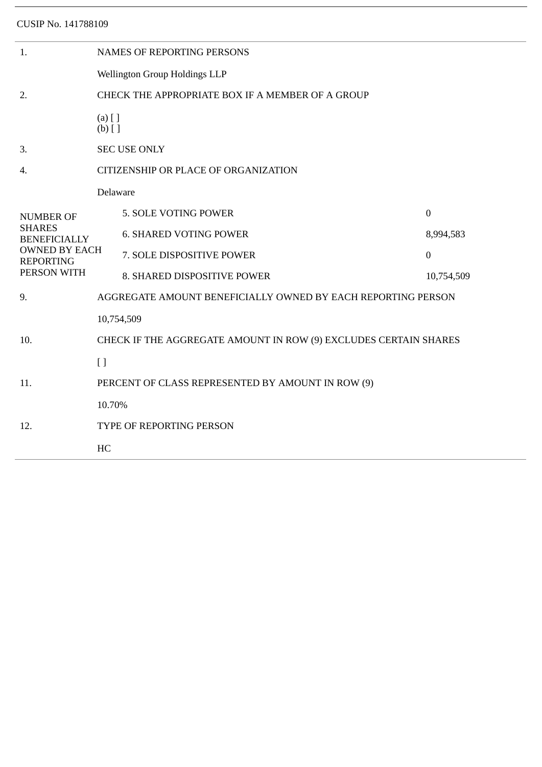CUSIP No. 141788109

| | | |
|---|---|---|
| 1. | NAMES OF REPORTING PERSONS | |
| | Wellington Group Holdings LLP | |
| 2. | CHECK THE APPROPRIATE BOX IF A MEMBER OF A GROUP | |
| | (a) [ ]<br>(b) [ ] | |
| 3. | SEC USE ONLY | |
| 4. | CITIZENSHIP OR PLACE OF ORGANIZATION | |
| | Delaware | |
| NUMBER OF SHARES BENEFICIALLY OWNED BY EACH REPORTING PERSON WITH | 5. SOLE VOTING POWER | 0 |
| | 6. SHARED VOTING POWER | 8,994,583 |
| | 7. SOLE DISPOSITIVE POWER | 0 |
| | 8. SHARED DISPOSITIVE POWER | 10,754,509 |
| 9. | AGGREGATE AMOUNT BENEFICIALLY OWNED BY EACH REPORTING PERSON | |
| | 10,754,509 | |
| 10. | CHECK IF THE AGGREGATE AMOUNT IN ROW (9) EXCLUDES CERTAIN SHARES | |
| | [ ] | |
| 11. | PERCENT OF CLASS REPRESENTED BY AMOUNT IN ROW (9) | |
| | 10.70% | |
| 12. | TYPE OF REPORTING PERSON | |
| | HC | |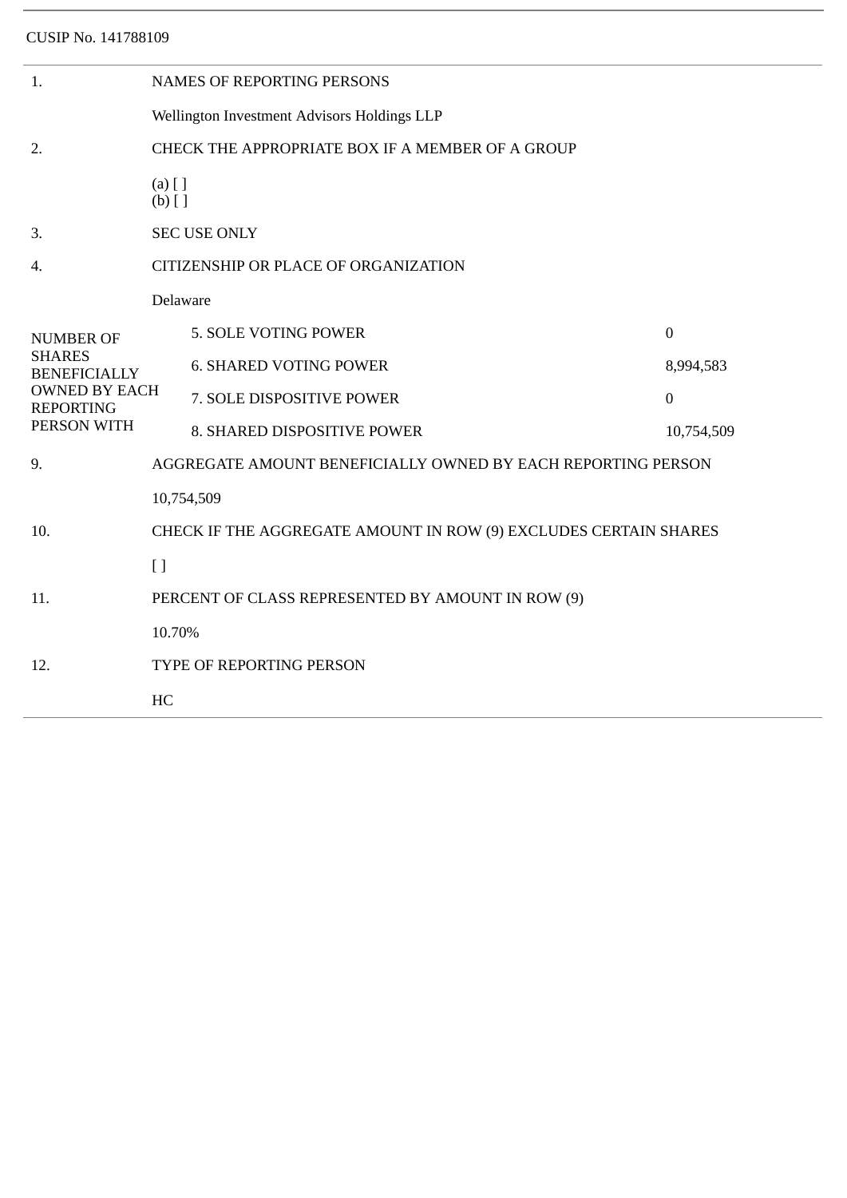CUSIP No. 141788109

| | | |
|---|---|---|
| 1. | NAMES OF REPORTING PERSONS | |
| | Wellington Investment Advisors Holdings LLP | |
| 2. | CHECK THE APPROPRIATE BOX IF A MEMBER OF A GROUP | |
| | (a) [ ]<br>(b) [ ] | |
| 3. | SEC USE ONLY | |
| 4. | CITIZENSHIP OR PLACE OF ORGANIZATION | |
| | Delaware | |
| NUMBER OF SHARES BENEFICIALLY OWNED BY EACH REPORTING PERSON WITH | 5. SOLE VOTING POWER | 0 |
| | 6. SHARED VOTING POWER | 8,994,583 |
| | 7. SOLE DISPOSITIVE POWER | 0 |
| | 8. SHARED DISPOSITIVE POWER | 10,754,509 |
| 9. | AGGREGATE AMOUNT BENEFICIALLY OWNED BY EACH REPORTING PERSON | |
| | 10,754,509 | |
| 10. | CHECK IF THE AGGREGATE AMOUNT IN ROW (9) EXCLUDES CERTAIN SHARES | |
| | [ ] | |
| 11. | PERCENT OF CLASS REPRESENTED BY AMOUNT IN ROW (9) | |
| | 10.70% | |
| 12. | TYPE OF REPORTING PERSON | |
| | HC | |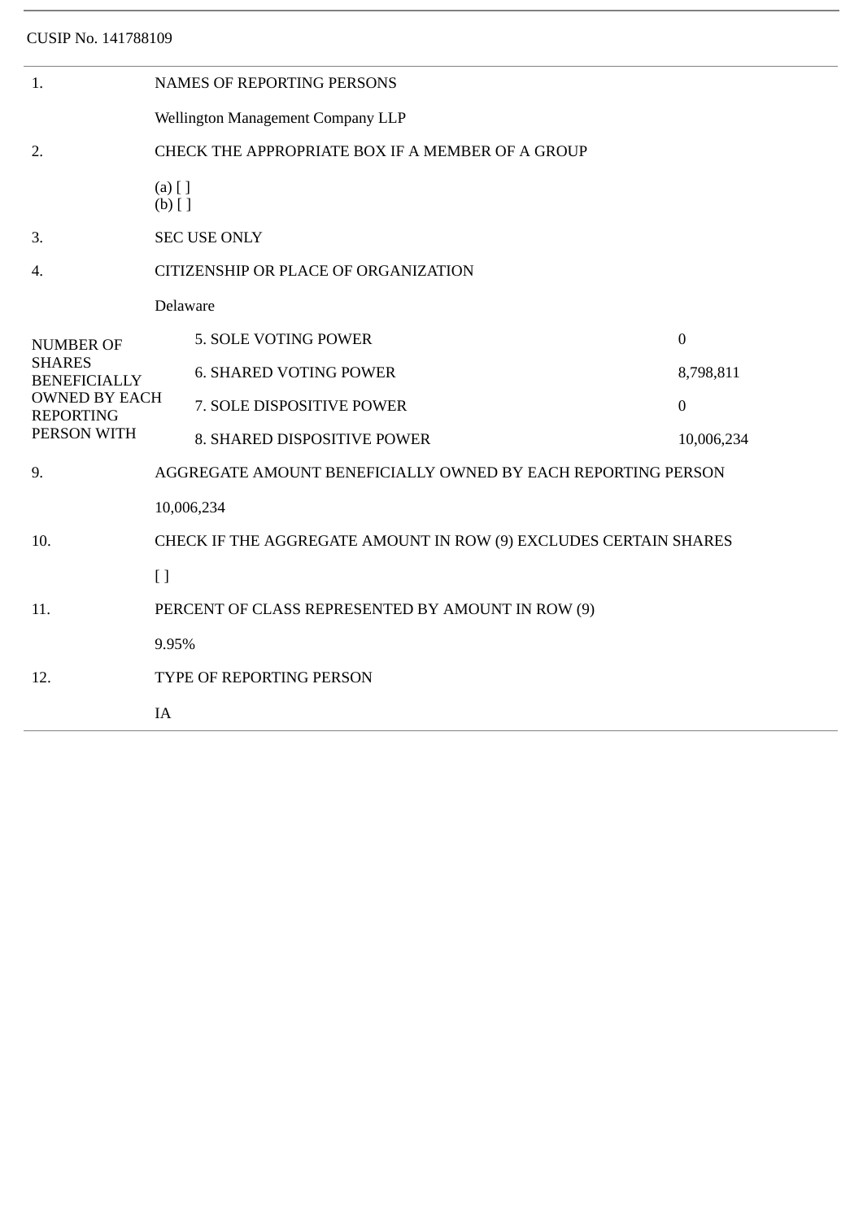CUSIP No. 141788109

| | |
|---|---|
| 1. | NAMES OF REPORTING PERSONS |
| | Wellington Management Company LLP |
| 2. | CHECK THE APPROPRIATE BOX IF A MEMBER OF A GROUP |
| | (a) [ ]<br>(b) [ ] |
| 3. | SEC USE ONLY |
| 4. | CITIZENSHIP OR PLACE OF ORGANIZATION |
| | Delaware |

| NUMBER OF SHARES BENEFICIALLY OWNED BY EACH REPORTING PERSON WITH | | |
|---|---|---|
| | 5. SOLE VOTING POWER | 0 |
| | 6. SHARED VOTING POWER | 8,798,811 |
| | 7. SOLE DISPOSITIVE POWER | 0 |
| | 8. SHARED DISPOSITIVE POWER | 10,006,234 |

| | |
|---|---|
| 9. | AGGREGATE AMOUNT BENEFICIALLY OWNED BY EACH REPORTING PERSON |
| | 10,006,234 |
| 10. | CHECK IF THE AGGREGATE AMOUNT IN ROW (9) EXCLUDES CERTAIN SHARES |
| | [ ] |
| 11. | PERCENT OF CLASS REPRESENTED BY AMOUNT IN ROW (9) |
| | 9.95% |
| 12. | TYPE OF REPORTING PERSON |
| | IA |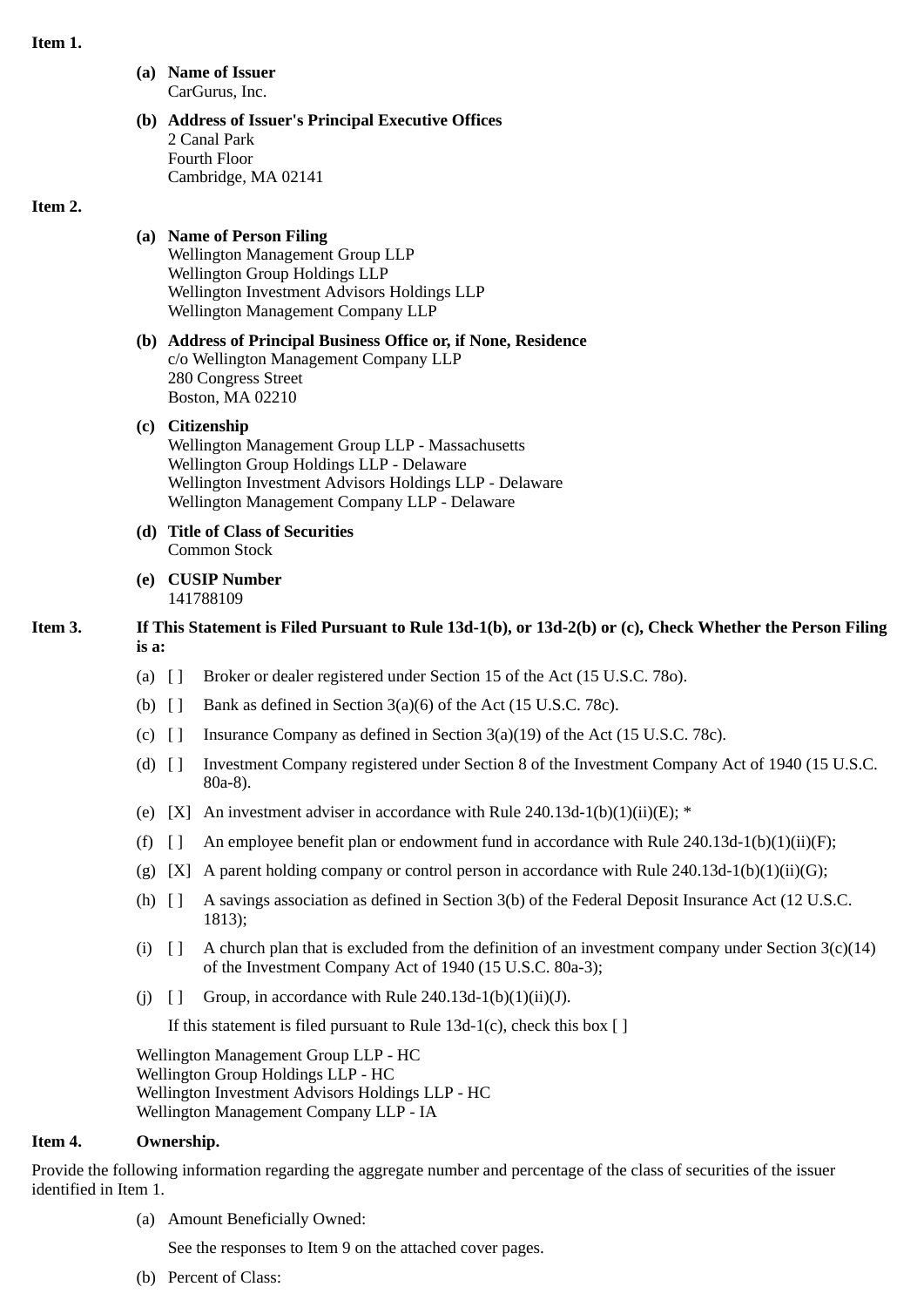**Item 1.**

**(a) Name of Issuer**
CarGurus, Inc.

**(b) Address of Issuer's Principal Executive Offices**
2 Canal Park
Fourth Floor
Cambridge, MA 02141

**Item 2.**

**(a) Name of Person Filing**
Wellington Management Group LLP
Wellington Group Holdings LLP
Wellington Investment Advisors Holdings LLP
Wellington Management Company LLP

**(b) Address of Principal Business Office or, if None, Residence**
c/o Wellington Management Company LLP
280 Congress Street
Boston, MA 02210

**(c) Citizenship**
Wellington Management Group LLP - Massachusetts
Wellington Group Holdings LLP - Delaware
Wellington Investment Advisors Holdings LLP - Delaware
Wellington Management Company LLP - Delaware

**(d) Title of Class of Securities**
Common Stock

**(e) CUSIP Number**
141788109

**Item 3.** **If This Statement is Filed Pursuant to Rule 13d-1(b), or 13d-2(b) or (c), Check Whether the Person Filing is a:**

(a) [ ] Broker or dealer registered under Section 15 of the Act (15 U.S.C. 78o).

(b) [ ] Bank as defined in Section 3(a)(6) of the Act (15 U.S.C. 78c).

(c) [ ] Insurance Company as defined in Section 3(a)(19) of the Act (15 U.S.C. 78c).

(d) [ ] Investment Company registered under Section 8 of the Investment Company Act of 1940 (15 U.S.C. 80a-8).

(e) [X] An investment adviser in accordance with Rule 240.13d-1(b)(1)(ii)(E); *

(f) [ ] An employee benefit plan or endowment fund in accordance with Rule 240.13d-1(b)(1)(ii)(F);

(g) [X] A parent holding company or control person in accordance with Rule 240.13d-1(b)(1)(ii)(G);

(h) [ ] A savings association as defined in Section 3(b) of the Federal Deposit Insurance Act (12 U.S.C. 1813);

(i) [ ] A church plan that is excluded from the definition of an investment company under Section 3(c)(14) of the Investment Company Act of 1940 (15 U.S.C. 80a-3);

(j) [ ] Group, in accordance with Rule 240.13d-1(b)(1)(ii)(J).

If this statement is filed pursuant to Rule 13d-1(c), check this box [ ]

Wellington Management Group LLP - HC
Wellington Group Holdings LLP - HC
Wellington Investment Advisors Holdings LLP - HC
Wellington Management Company LLP - IA

**Item 4.** **Ownership.**

Provide the following information regarding the aggregate number and percentage of the class of securities of the issuer identified in Item 1.

(a) Amount Beneficially Owned:

See the responses to Item 9 on the attached cover pages.

(b) Percent of Class: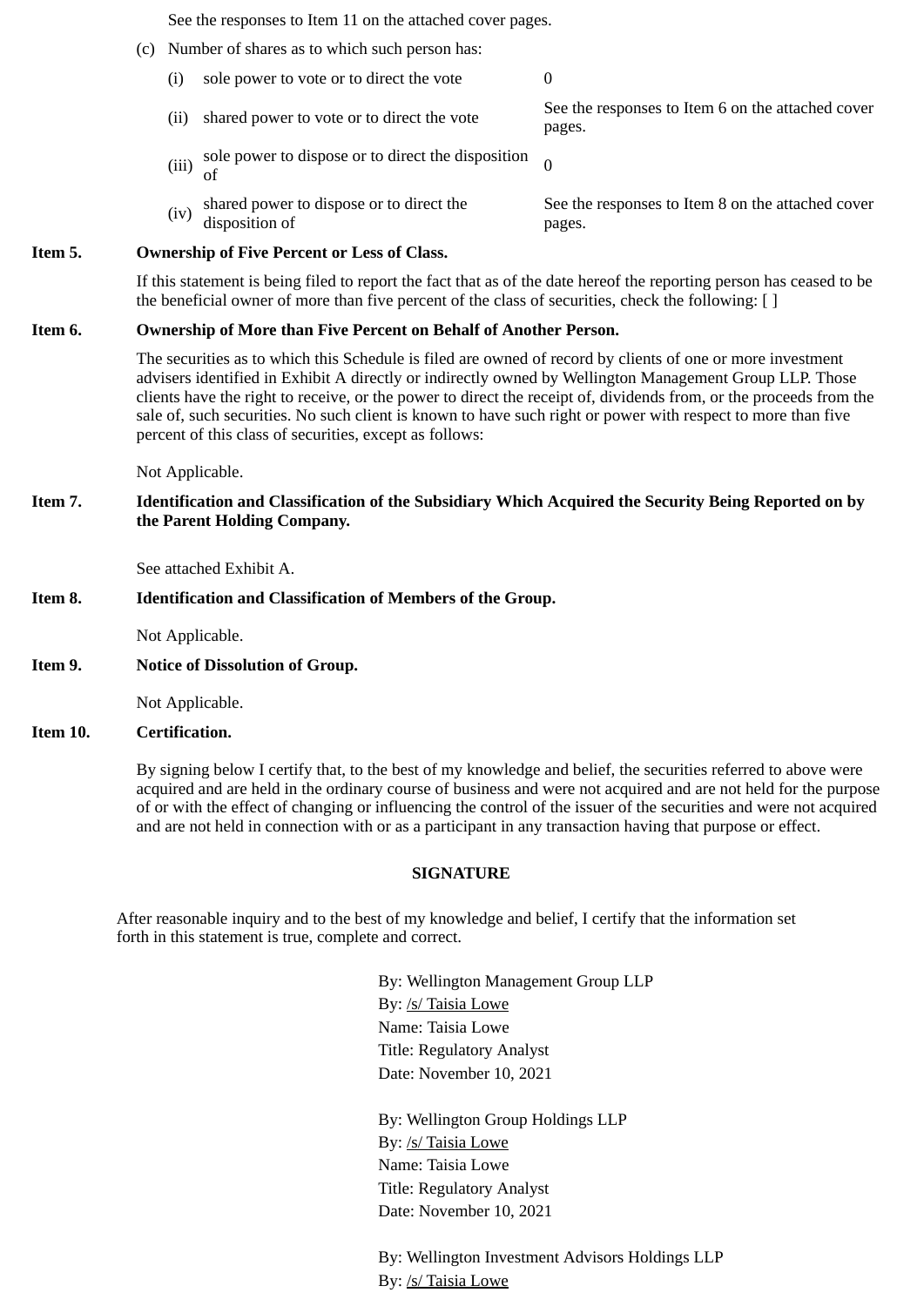See the responses to Item 11 on the attached cover pages.

(c) Number of shares as to which such person has:

| | | |
|---|---|---|
| (i) | sole power to vote or to direct the vote | 0 |
| (ii) | shared power to vote or to direct the vote | See the responses to Item 6 on the attached cover pages. |
| (iii) | sole power to dispose or to direct the disposition of | 0 |
| (iv) | shared power to dispose or to direct the disposition of | See the responses to Item 8 on the attached cover pages. |

**Item 5. Ownership of Five Percent or Less of Class.**

If this statement is being filed to report the fact that as of the date hereof the reporting person has ceased to be the beneficial owner of more than five percent of the class of securities, check the following: [ ]

**Item 6. Ownership of More than Five Percent on Behalf of Another Person.**

The securities as to which this Schedule is filed are owned of record by clients of one or more investment advisers identified in Exhibit A directly or indirectly owned by Wellington Management Group LLP. Those clients have the right to receive, or the power to direct the receipt of, dividends from, or the proceeds from the sale of, such securities. No such client is known to have such right or power with respect to more than five percent of this class of securities, except as follows:

Not Applicable.

**Item 7. Identification and Classification of the Subsidiary Which Acquired the Security Being Reported on by the Parent Holding Company.**

See attached Exhibit A.

**Item 8. Identification and Classification of Members of the Group.**

Not Applicable.

**Item 9. Notice of Dissolution of Group.**

Not Applicable.

**Item 10. Certification.**

By signing below I certify that, to the best of my knowledge and belief, the securities referred to above were acquired and are held in the ordinary course of business and were not acquired and are not held for the purpose of or with the effect of changing or influencing the control of the issuer of the securities and were not acquired and are not held in connection with or as a participant in any transaction having that purpose or effect.

**SIGNATURE**

After reasonable inquiry and to the best of my knowledge and belief, I certify that the information set forth in this statement is true, complete and correct.

By: Wellington Management Group LLP
By: /s/ Taisia Lowe
Name: Taisia Lowe
Title: Regulatory Analyst
Date: November 10, 2021

By: Wellington Group Holdings LLP
By: /s/ Taisia Lowe
Name: Taisia Lowe
Title: Regulatory Analyst
Date: November 10, 2021

By: Wellington Investment Advisors Holdings LLP
By: /s/ Taisia Lowe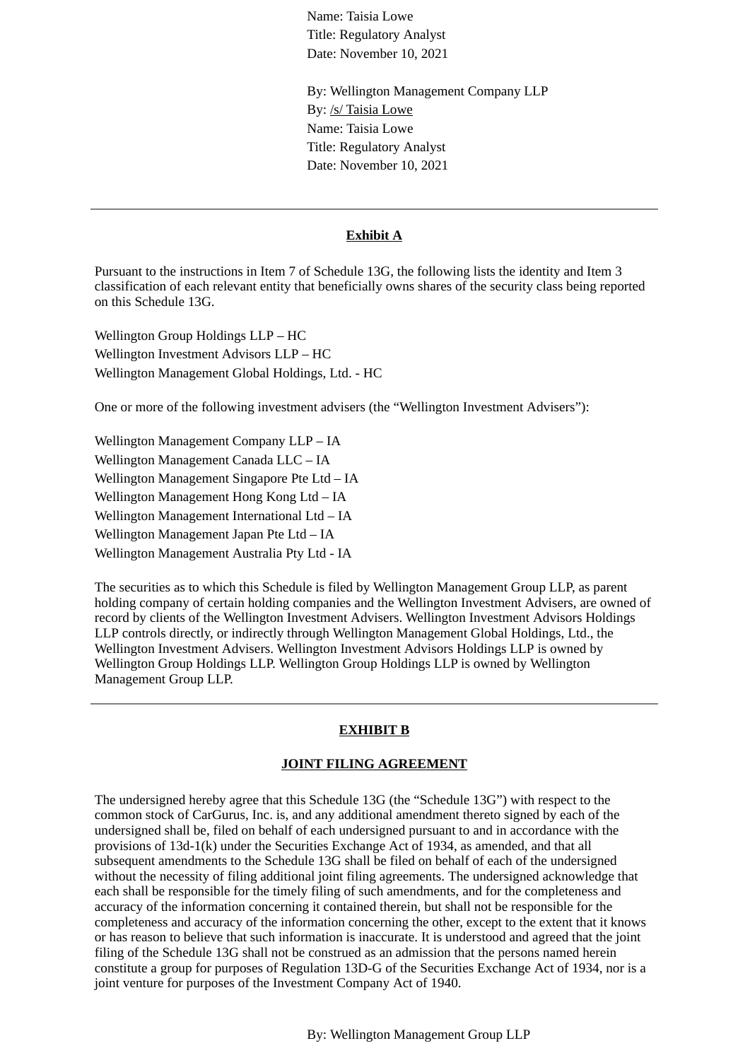Name: Taisia Lowe
Title: Regulatory Analyst
Date: November 10, 2021

By: Wellington Management Company LLP
By: /s/ Taisia Lowe
Name: Taisia Lowe
Title: Regulatory Analyst
Date: November 10, 2021

---

## **Exhibit A**

Pursuant to the instructions in Item 7 of Schedule 13G, the following lists the identity and Item 3 classification of each relevant entity that beneficially owns shares of the security class being reported on this Schedule 13G.

Wellington Group Holdings LLP – HC
Wellington Investment Advisors LLP – HC
Wellington Management Global Holdings, Ltd. - HC

One or more of the following investment advisers (the "Wellington Investment Advisers"):

Wellington Management Company LLP – IA
Wellington Management Canada LLC – IA
Wellington Management Singapore Pte Ltd – IA
Wellington Management Hong Kong Ltd – IA
Wellington Management International Ltd – IA
Wellington Management Japan Pte Ltd – IA
Wellington Management Australia Pty Ltd - IA

The securities as to which this Schedule is filed by Wellington Management Group LLP, as parent holding company of certain holding companies and the Wellington Investment Advisers, are owned of record by clients of the Wellington Investment Advisers. Wellington Investment Advisors Holdings LLP controls directly, or indirectly through Wellington Management Global Holdings, Ltd., the Wellington Investment Advisers. Wellington Investment Advisors Holdings LLP is owned by Wellington Group Holdings LLP. Wellington Group Holdings LLP is owned by Wellington Management Group LLP.

---

## **EXHIBIT B**

### **JOINT FILING AGREEMENT**

The undersigned hereby agree that this Schedule 13G (the "Schedule 13G") with respect to the common stock of CarGurus, Inc. is, and any additional amendment thereto signed by each of the undersigned shall be, filed on behalf of each undersigned pursuant to and in accordance with the provisions of 13d-1(k) under the Securities Exchange Act of 1934, as amended, and that all subsequent amendments to the Schedule 13G shall be filed on behalf of each of the undersigned without the necessity of filing additional joint filing agreements. The undersigned acknowledge that each shall be responsible for the timely filing of such amendments, and for the completeness and accuracy of the information concerning it contained therein, but shall not be responsible for the completeness and accuracy of the information concerning the other, except to the extent that it knows or has reason to believe that such information is inaccurate. It is understood and agreed that the joint filing of the Schedule 13G shall not be construed as an admission that the persons named herein constitute a group for purposes of Regulation 13D-G of the Securities Exchange Act of 1934, nor is a joint venture for purposes of the Investment Company Act of 1940.

By: Wellington Management Group LLP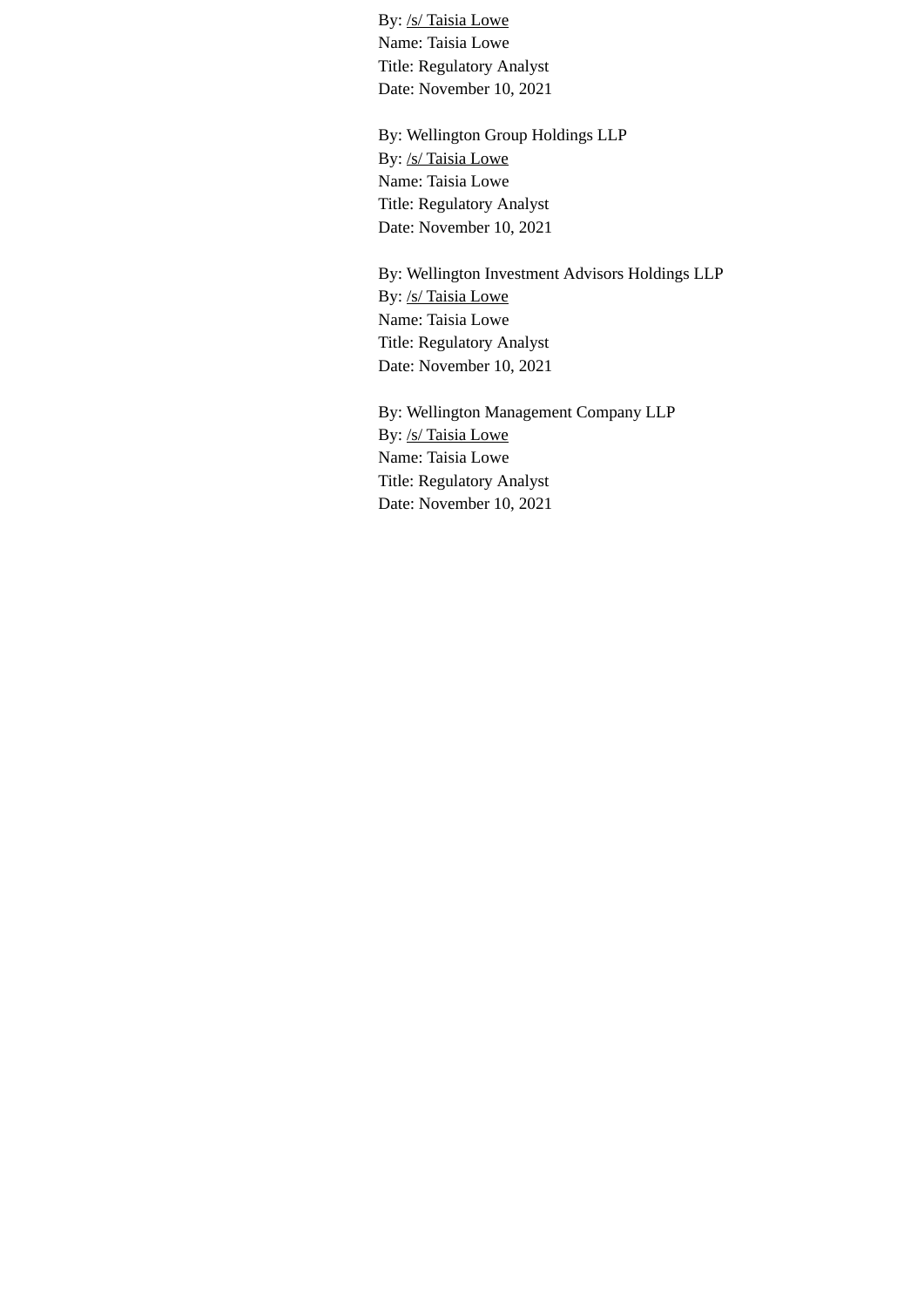By: /s/ Taisia Lowe
Name: Taisia Lowe
Title: Regulatory Analyst
Date: November 10, 2021

By: Wellington Group Holdings LLP
By: /s/ Taisia Lowe
Name: Taisia Lowe
Title: Regulatory Analyst
Date: November 10, 2021

By: Wellington Investment Advisors Holdings LLP
By: /s/ Taisia Lowe
Name: Taisia Lowe
Title: Regulatory Analyst
Date: November 10, 2021

By: Wellington Management Company LLP
By: /s/ Taisia Lowe
Name: Taisia Lowe
Title: Regulatory Analyst
Date: November 10, 2021